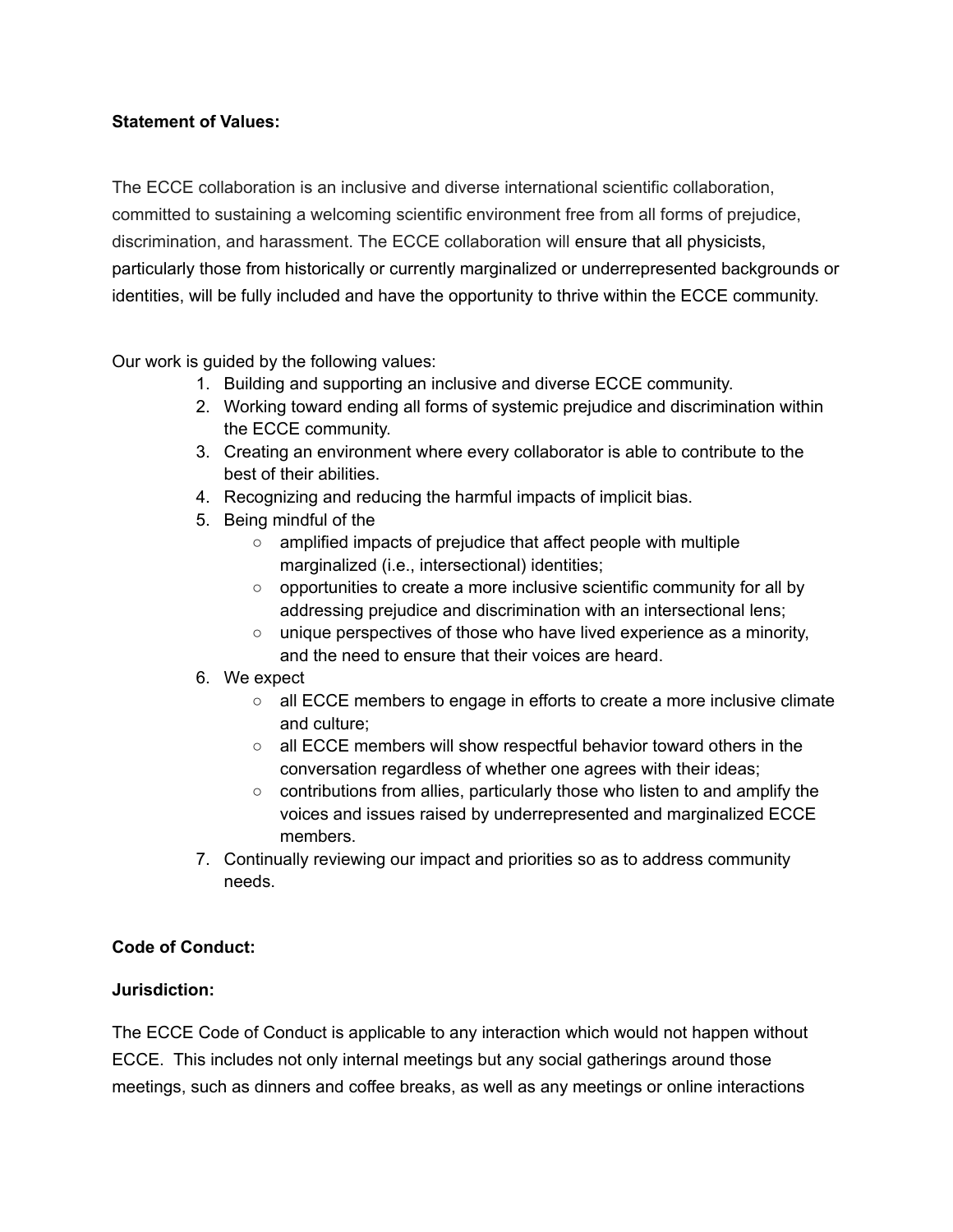**Statement of Values:**

The ECCE collaboration is an inclusive and diverse international scientific collaboration, committed to sustaining a welcoming scientific environment free from all forms of prejudice, discrimination, and harassment. The ECCE collaboration will ensure that all physicists, particularly those from historically or currently marginalized or underrepresented backgrounds or identities, will be fully included and have the opportunity to thrive within the ECCE community.

Our work is guided by the following values:

1. Building and supporting an inclusive and diverse ECCE community.
2. Working toward ending all forms of systemic prejudice and discrimination within the ECCE community.
3. Creating an environment where every collaborator is able to contribute to the best of their abilities.
4. Recognizing and reducing the harmful impacts of implicit bias.
5. Being mindful of the
    - amplified impacts of prejudice that affect people with multiple marginalized (i.e., intersectional) identities;
    - opportunities to create a more inclusive scientific community for all by addressing prejudice and discrimination with an intersectional lens;
    - unique perspectives of those who have lived experience as a minority, and the need to ensure that their voices are heard.
6. We expect
    - all ECCE members to engage in efforts to create a more inclusive climate and culture;
    - all ECCE members will show respectful behavior toward others in the conversation regardless of whether one agrees with their ideas;
    - contributions from allies, particularly those who listen to and amplify the voices and issues raised by underrepresented and marginalized ECCE members.
7. Continually reviewing our impact and priorities so as to address community needs.

**Code of Conduct:**

**Jurisdiction:**

The ECCE Code of Conduct is applicable to any interaction which would not happen without ECCE. This includes not only internal meetings but any social gatherings around those meetings, such as dinners and coffee breaks, as well as any meetings or online interactions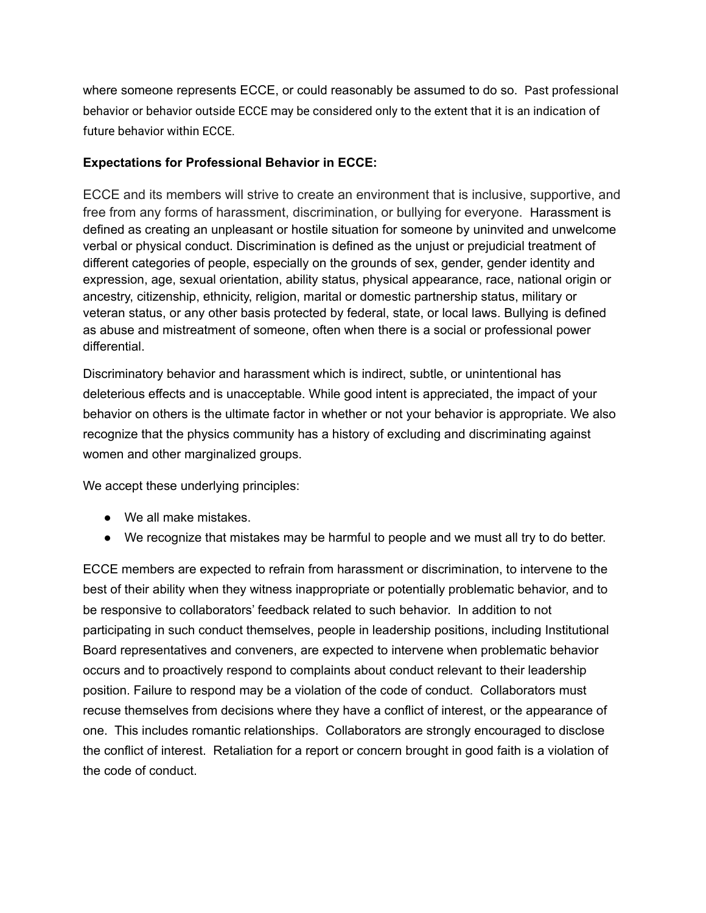where someone represents ECCE, or could reasonably be assumed to do so. Past professional behavior or behavior outside ECCE may be considered only to the extent that it is an indication of future behavior within ECCE.

**Expectations for Professional Behavior in ECCE:**

ECCE and its members will strive to create an environment that is inclusive, supportive, and free from any forms of harassment, discrimination, or bullying for everyone. Harassment is defined as creating an unpleasant or hostile situation for someone by uninvited and unwelcome verbal or physical conduct. Discrimination is defined as the unjust or prejudicial treatment of different categories of people, especially on the grounds of sex, gender, gender identity and expression, age, sexual orientation, ability status, physical appearance, race, national origin or ancestry, citizenship, ethnicity, religion, marital or domestic partnership status, military or veteran status, or any other basis protected by federal, state, or local laws. Bullying is defined as abuse and mistreatment of someone, often when there is a social or professional power differential.

Discriminatory behavior and harassment which is indirect, subtle, or unintentional has deleterious effects and is unacceptable. While good intent is appreciated, the impact of your behavior on others is the ultimate factor in whether or not your behavior is appropriate. We also recognize that the physics community has a history of excluding and discriminating against women and other marginalized groups.

We accept these underlying principles:

- We all make mistakes.
- We recognize that mistakes may be harmful to people and we must all try to do better.

ECCE members are expected to refrain from harassment or discrimination, to intervene to the best of their ability when they witness inappropriate or potentially problematic behavior, and to be responsive to collaborators' feedback related to such behavior. In addition to not participating in such conduct themselves, people in leadership positions, including Institutional Board representatives and conveners, are expected to intervene when problematic behavior occurs and to proactively respond to complaints about conduct relevant to their leadership position. Failure to respond may be a violation of the code of conduct. Collaborators must recuse themselves from decisions where they have a conflict of interest, or the appearance of one. This includes romantic relationships. Collaborators are strongly encouraged to disclose the conflict of interest. Retaliation for a report or concern brought in good faith is a violation of the code of conduct.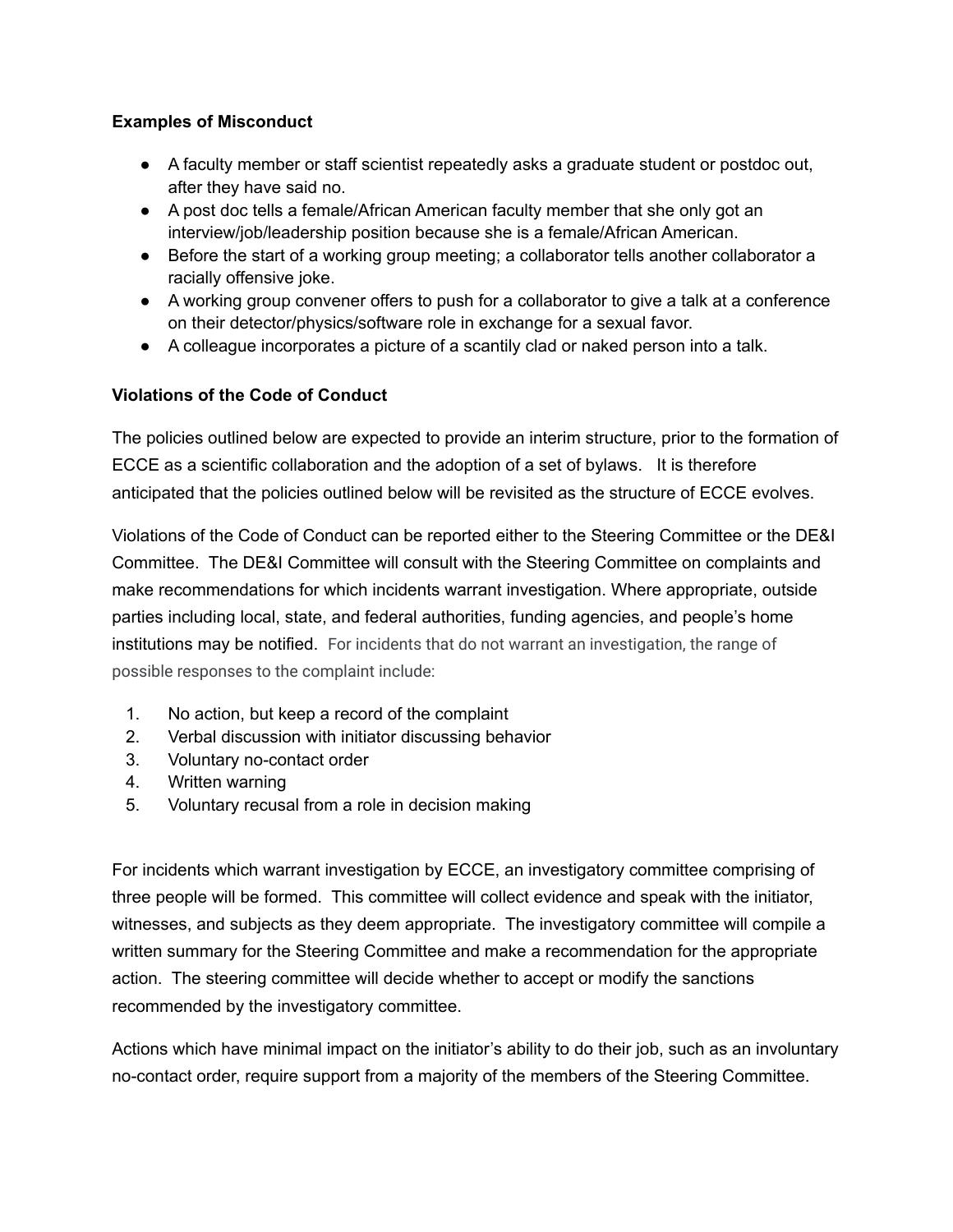**Examples of Misconduct**

- A faculty member or staff scientist repeatedly asks a graduate student or postdoc out, after they have said no.
- A post doc tells a female/African American faculty member that she only got an interview/job/leadership position because she is a female/African American.
- Before the start of a working group meeting; a collaborator tells another collaborator a racially offensive joke.
- A working group convener offers to push for a collaborator to give a talk at a conference on their detector/physics/software role in exchange for a sexual favor.
- A colleague incorporates a picture of a scantily clad or naked person into a talk.

**Violations of the Code of Conduct**

The policies outlined below are expected to provide an interim structure, prior to the formation of ECCE as a scientific collaboration and the adoption of a set of bylaws. It is therefore anticipated that the policies outlined below will be revisited as the structure of ECCE evolves.

Violations of the Code of Conduct can be reported either to the Steering Committee or the DE&I Committee. The DE&I Committee will consult with the Steering Committee on complaints and make recommendations for which incidents warrant investigation. Where appropriate, outside parties including local, state, and federal authorities, funding agencies, and people's home institutions may be notified. For incidents that do not warrant an investigation, the range of possible responses to the complaint include:

1. No action, but keep a record of the complaint
2. Verbal discussion with initiator discussing behavior
3. Voluntary no-contact order
4. Written warning
5. Voluntary recusal from a role in decision making

For incidents which warrant investigation by ECCE, an investigatory committee comprising of three people will be formed. This committee will collect evidence and speak with the initiator, witnesses, and subjects as they deem appropriate. The investigatory committee will compile a written summary for the Steering Committee and make a recommendation for the appropriate action. The steering committee will decide whether to accept or modify the sanctions recommended by the investigatory committee.

Actions which have minimal impact on the initiator's ability to do their job, such as an involuntary no-contact order, require support from a majority of the members of the Steering Committee.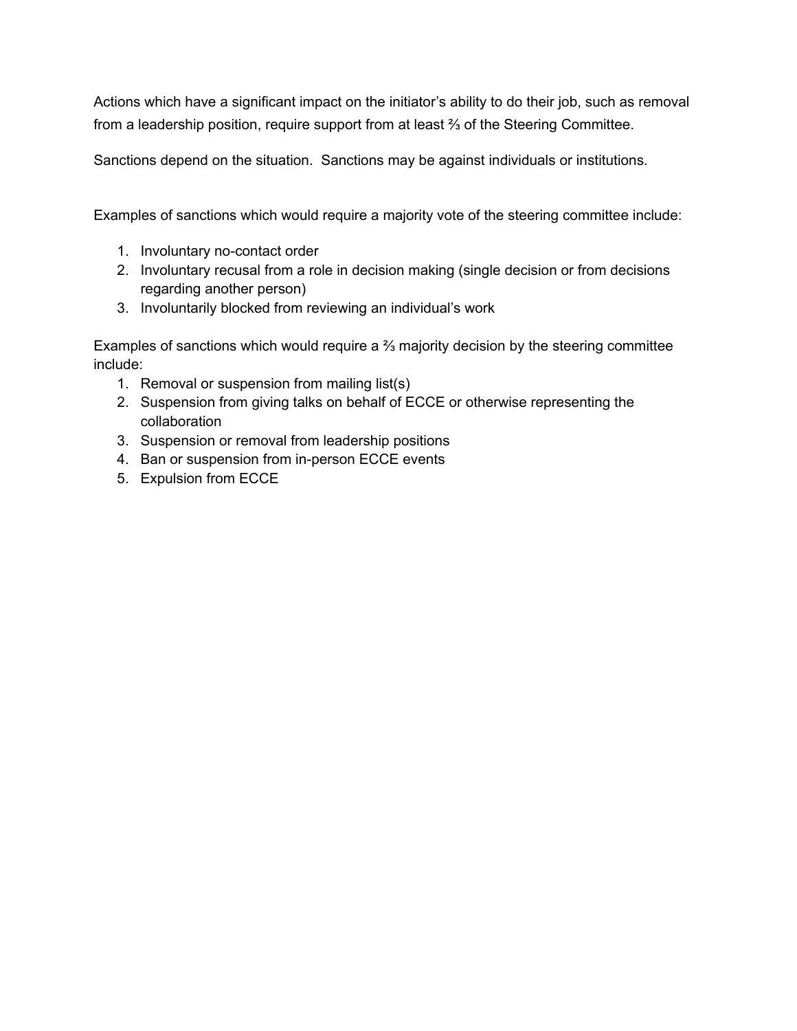Actions which have a significant impact on the initiator's ability to do their job, such as removal from a leadership position, require support from at least ⅔ of the Steering Committee.

Sanctions depend on the situation. Sanctions may be against individuals or institutions.

Examples of sanctions which would require a majority vote of the steering committee include:

1. Involuntary no-contact order
2. Involuntary recusal from a role in decision making (single decision or from decisions regarding another person)
3. Involuntarily blocked from reviewing an individual's work

Examples of sanctions which would require a ⅔ majority decision by the steering committee include:

1. Removal or suspension from mailing list(s)
2. Suspension from giving talks on behalf of ECCE or otherwise representing the collaboration
3. Suspension or removal from leadership positions
4. Ban or suspension from in-person ECCE events
5. Expulsion from ECCE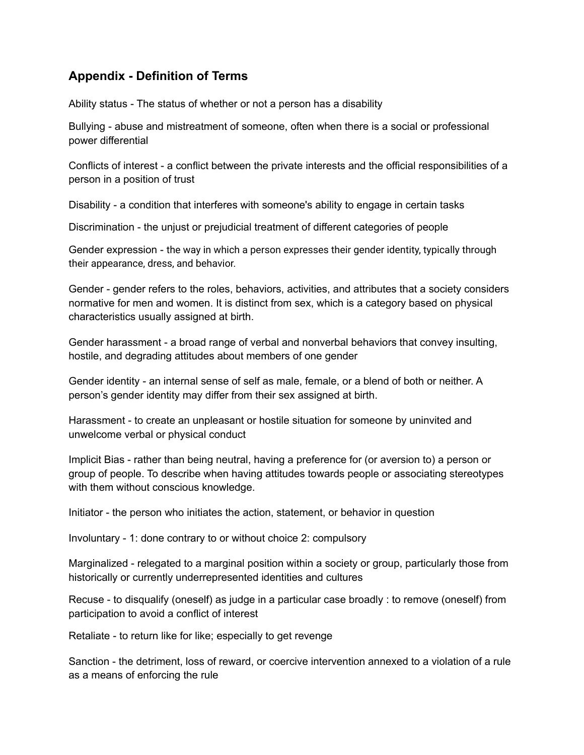## Appendix - Definition of Terms

Ability status - The status of whether or not a person has a disability

Bullying - abuse and mistreatment of someone, often when there is a social or professional power differential

Conflicts of interest - a conflict between the private interests and the official responsibilities of a person in a position of trust

Disability - a condition that interferes with someone's ability to engage in certain tasks

Discrimination - the unjust or prejudicial treatment of different categories of people

Gender expression - the way in which a person expresses their gender identity, typically through their appearance, dress, and behavior.

Gender - gender refers to the roles, behaviors, activities, and attributes that a society considers normative for men and women. It is distinct from sex, which is a category based on physical characteristics usually assigned at birth.

Gender harassment - a broad range of verbal and nonverbal behaviors that convey insulting, hostile, and degrading attitudes about members of one gender

Gender identity - an internal sense of self as male, female, or a blend of both or neither. A person's gender identity may differ from their sex assigned at birth.

Harassment - to create an unpleasant or hostile situation for someone by uninvited and unwelcome verbal or physical conduct

Implicit Bias - rather than being neutral, having a preference for (or aversion to) a person or group of people. To describe when having attitudes towards people or associating stereotypes with them without conscious knowledge.

Initiator - the person who initiates the action, statement, or behavior in question

Involuntary - 1: done contrary to or without choice 2: compulsory

Marginalized - relegated to a marginal position within a society or group, particularly those from historically or currently underrepresented identities and cultures

Recuse - to disqualify (oneself) as judge in a particular case broadly : to remove (oneself) from participation to avoid a conflict of interest

Retaliate - to return like for like; especially to get revenge

Sanction - the detriment, loss of reward, or coercive intervention annexed to a violation of a rule as a means of enforcing the rule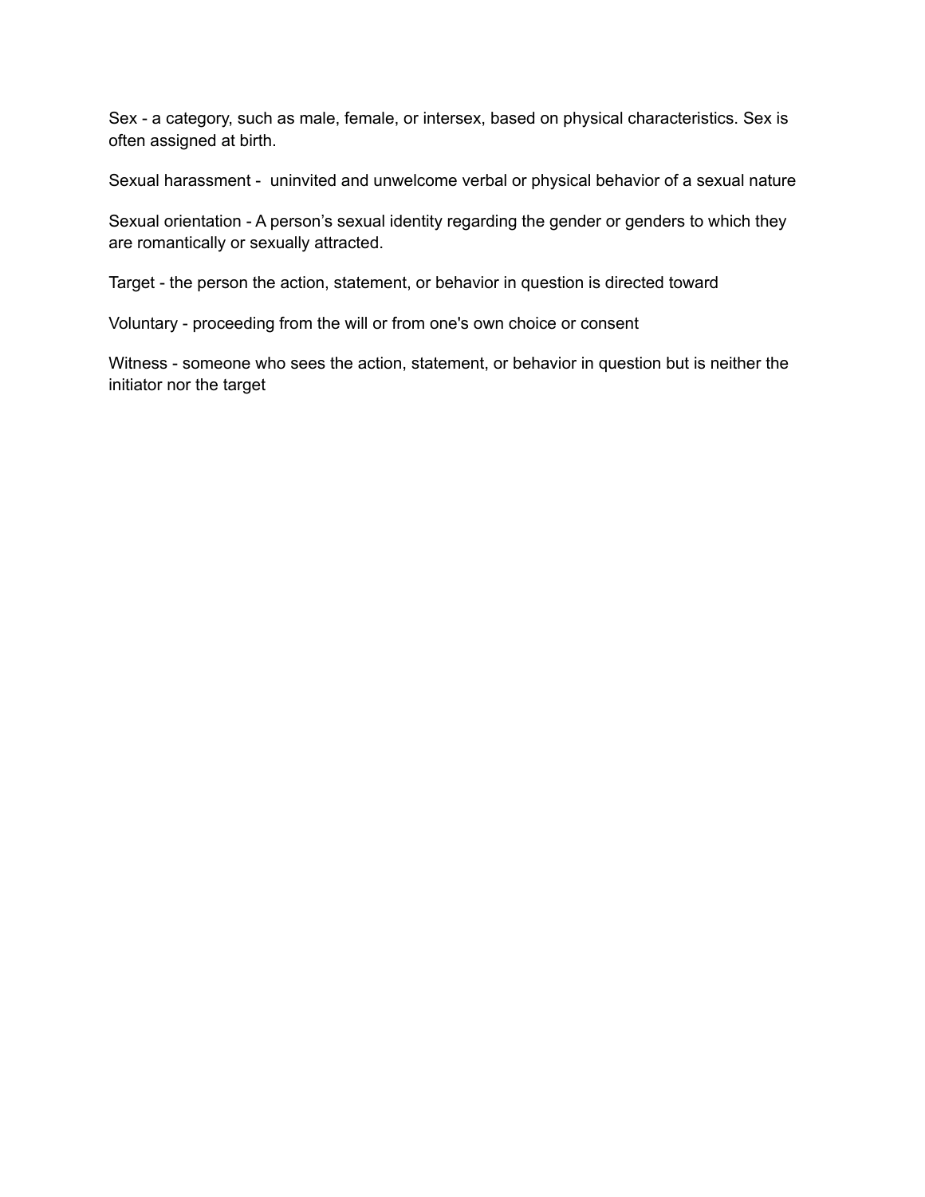Sex - a category, such as male, female, or intersex, based on physical characteristics. Sex is often assigned at birth.

Sexual harassment - uninvited and unwelcome verbal or physical behavior of a sexual nature

Sexual orientation - A person's sexual identity regarding the gender or genders to which they are romantically or sexually attracted.

Target - the person the action, statement, or behavior in question is directed toward

Voluntary - proceeding from the will or from one's own choice or consent

Witness - someone who sees the action, statement, or behavior in question but is neither the initiator nor the target